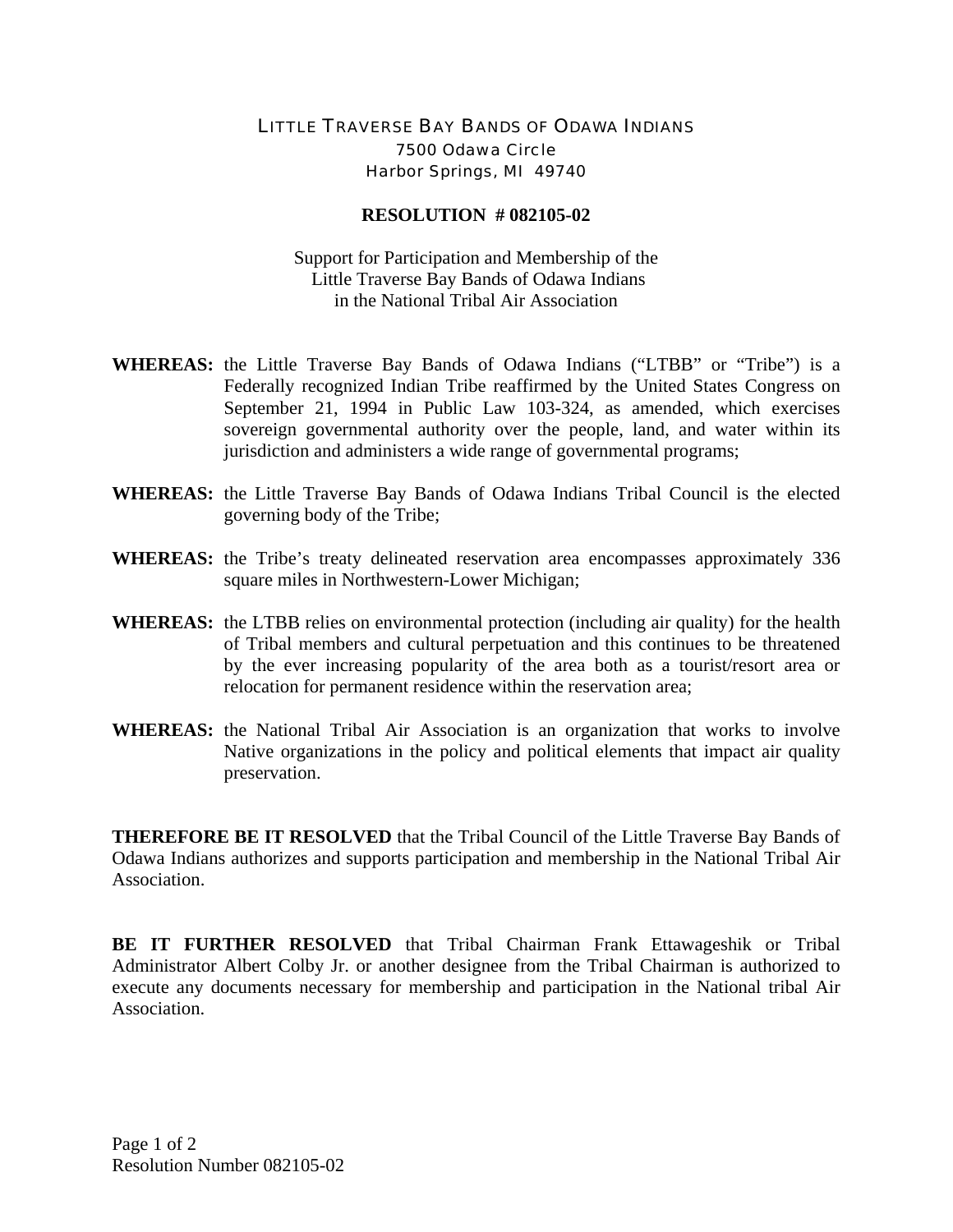LITTLE TRAVERSE BAY BANDS OF ODAWA INDIANS
7500 Odawa Circle
Harbor Springs, MI 49740

**RESOLUTION # 082105-02**

Support for Participation and Membership of the
Little Traverse Bay Bands of Odawa Indians
in the National Tribal Air Association

**WHEREAS:** the Little Traverse Bay Bands of Odawa Indians ("LTBB" or "Tribe") is a Federally recognized Indian Tribe reaffirmed by the United States Congress on September 21, 1994 in Public Law 103-324, as amended, which exercises sovereign governmental authority over the people, land, and water within its jurisdiction and administers a wide range of governmental programs;

**WHEREAS:** the Little Traverse Bay Bands of Odawa Indians Tribal Council is the elected governing body of the Tribe;

**WHEREAS:** the Tribe's treaty delineated reservation area encompasses approximately 336 square miles in Northwestern-Lower Michigan;

**WHEREAS:** the LTBB relies on environmental protection (including air quality) for the health of Tribal members and cultural perpetuation and this continues to be threatened by the ever increasing popularity of the area both as a tourist/resort area or relocation for permanent residence within the reservation area;

**WHEREAS:** the National Tribal Air Association is an organization that works to involve Native organizations in the policy and political elements that impact air quality preservation.

**THEREFORE BE IT RESOLVED** that the Tribal Council of the Little Traverse Bay Bands of Odawa Indians authorizes and supports participation and membership in the National Tribal Air Association.

**BE IT FURTHER RESOLVED** that Tribal Chairman Frank Ettawageshik or Tribal Administrator Albert Colby Jr. or another designee from the Tribal Chairman is authorized to execute any documents necessary for membership and participation in the National tribal Air Association.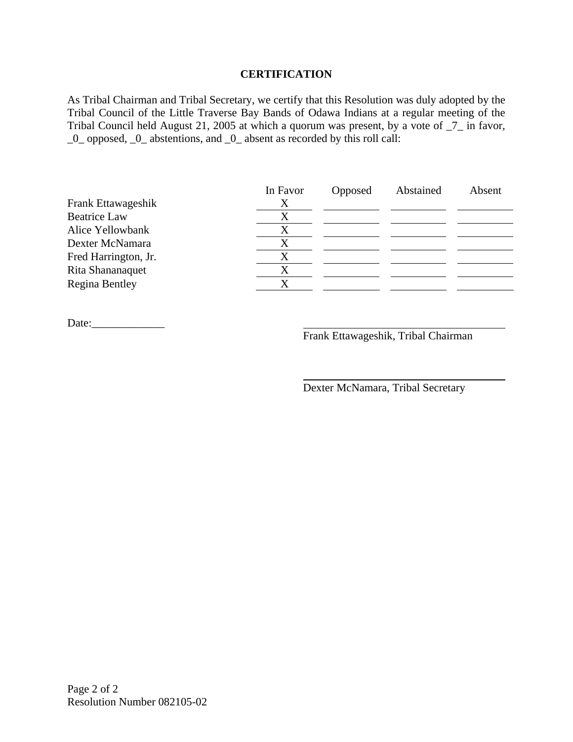## CERTIFICATION

As Tribal Chairman and Tribal Secretary, we certify that this Resolution was duly adopted by the Tribal Council of the Little Traverse Bay Bands of Odawa Indians at a regular meeting of the Tribal Council held August 21, 2005 at which a quorum was present, by a vote of _7_ in favor, _0_ opposed, _0_ abstentions, and _0_ absent as recorded by this roll call:

| | In Favor | Opposed | Abstained | Absent |
|---|---|---|---|---|
| Frank Ettawageshik | X | | | |
| Beatrice Law | X | | | |
| Alice Yellowbank | X | | | |
| Dexter McNamara | X | | | |
| Fred Harrington, Jr. | X | | | |
| Rita Shananaquet | X | | | |
| Regina Bentley | X | | | |

Date:_____________

_________________________________
Frank Ettawageshik, Tribal Chairman

_________________________________
Dexter McNamara, Tribal Secretary

Resolution Number 082105-02